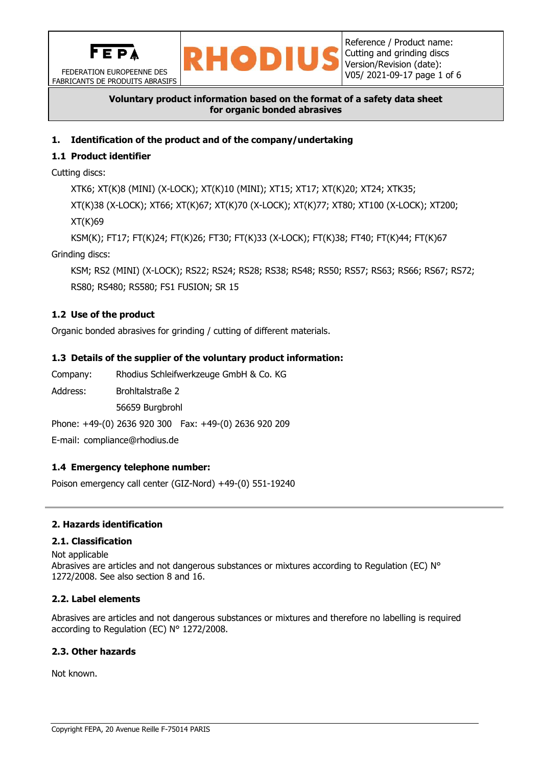FEPA

FEDERATION EUROPEENNE DES FABRICANTS DE PRODUITS ABRASIFS

RHODIUS

Reference / Product name: Cutting and grinding discs
Version/Revision (date): V05/ 2021-09-17

**Voluntary product information based on the format of a safety data sheet for organic bonded abrasives**

## 1. Identification of the product and of the company/undertaking

### 1.1 Product identifier

Cutting discs:

XTK6; XT(K)8 (MINI) (X-LOCK); XT(K)10 (MINI); XT15; XT17; XT(K)20; XT24; XTK35; XT(K)38 (X-LOCK); XT66; XT(K)67; XT(K)70 (X-LOCK); XT(K)77; XT80; XT100 (X-LOCK); XT200; XT(K)69

KSM(K); FT17; FT(K)24; FT(K)26; FT30; FT(K)33 (X-LOCK); FT(K)38; FT40; FT(K)44; FT(K)67

Grinding discs:

KSM; RS2 (MINI) (X-LOCK); RS22; RS24; RS28; RS38; RS48; RS50; RS57; RS63; RS66; RS67; RS72; RS80; RS480; RS580; FS1 FUSION; SR 15

### 1.2 Use of the product

Organic bonded abrasives for grinding / cutting of different materials.

### 1.3 Details of the supplier of the voluntary product information:

Company: Rhodius Schleifwerkzeuge GmbH & Co. KG

Address: Brohltalstraße 2
56659 Burgbrohl

Phone: +49-(0) 2636 920 300 Fax: +49-(0) 2636 920 209

E-mail: compliance@rhodius.de

### 1.4 Emergency telephone number:

Poison emergency call center (GIZ-Nord) +49-(0) 551-19240

---

## 2. Hazards identification

### 2.1. Classification

Not applicable
Abrasives are articles and not dangerous substances or mixtures according to Regulation (EC) N° 1272/2008. See also section 8 and 16.

### 2.2. Label elements

Abrasives are articles and not dangerous substances or mixtures and therefore no labelling is required according to Regulation (EC) N° 1272/2008.

### 2.3. Other hazards

Not known.

Copyright FEPA, 20 Avenue Reille F-75014 PARIS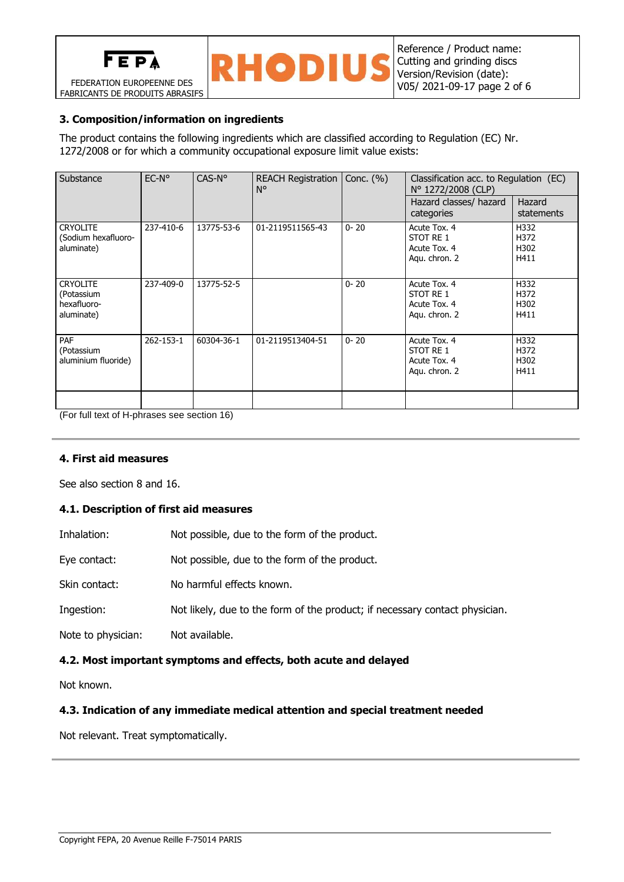### 3. Composition/information on ingredients

The product contains the following ingredients which are classified according to Regulation (EC) Nr. 1272/2008 or for which a community occupational exposure limit value exists:

| Substance | EC-N° | CAS-N° | REACH Registration N° | Conc. (%) | Classification acc. to Regulation (EC) N° 1272/2008 (CLP) | |
|---|---|---|---|---|---|---|
| | | | | | Hazard classes/ hazard categories | Hazard statements |
| CRYOLITE (Sodium hexafluoro-aluminate) | 237-410-6 | 13775-53-6 | 01-2119511565-43 | 0- 20 | Acute Tox. 4<br>STOT RE 1<br>Acute Tox. 4<br>Aqu. chron. 2 | H332<br>H372<br>H302<br>H411 |
| CRYOLITE (Potassium hexafluoro-aluminate) | 237-409-0 | 13775-52-5 | | 0- 20 | Acute Tox. 4<br>STOT RE 1<br>Acute Tox. 4<br>Aqu. chron. 2 | H332<br>H372<br>H302<br>H411 |
| PAF (Potassium aluminium fluoride) | 262-153-1 | 60304-36-1 | 01-2119513404-51 | 0- 20 | Acute Tox. 4<br>STOT RE 1<br>Acute Tox. 4<br>Aqu. chron. 2 | H332<br>H372<br>H302<br>H411 |
| | | | | | | |

(For full text of H-phrases see section 16)

### 4. First aid measures

See also section 8 and 16.

#### 4.1. Description of first aid measures

Inhalation: Not possible, due to the form of the product.

Eye contact: Not possible, due to the form of the product.

Skin contact: No harmful effects known.

Ingestion: Not likely, due to the form of the product; if necessary contact physician.

Note to physician: Not available.

#### 4.2. Most important symptoms and effects, both acute and delayed

Not known.

#### 4.3. Indication of any immediate medical attention and special treatment needed

Not relevant. Treat symptomatically.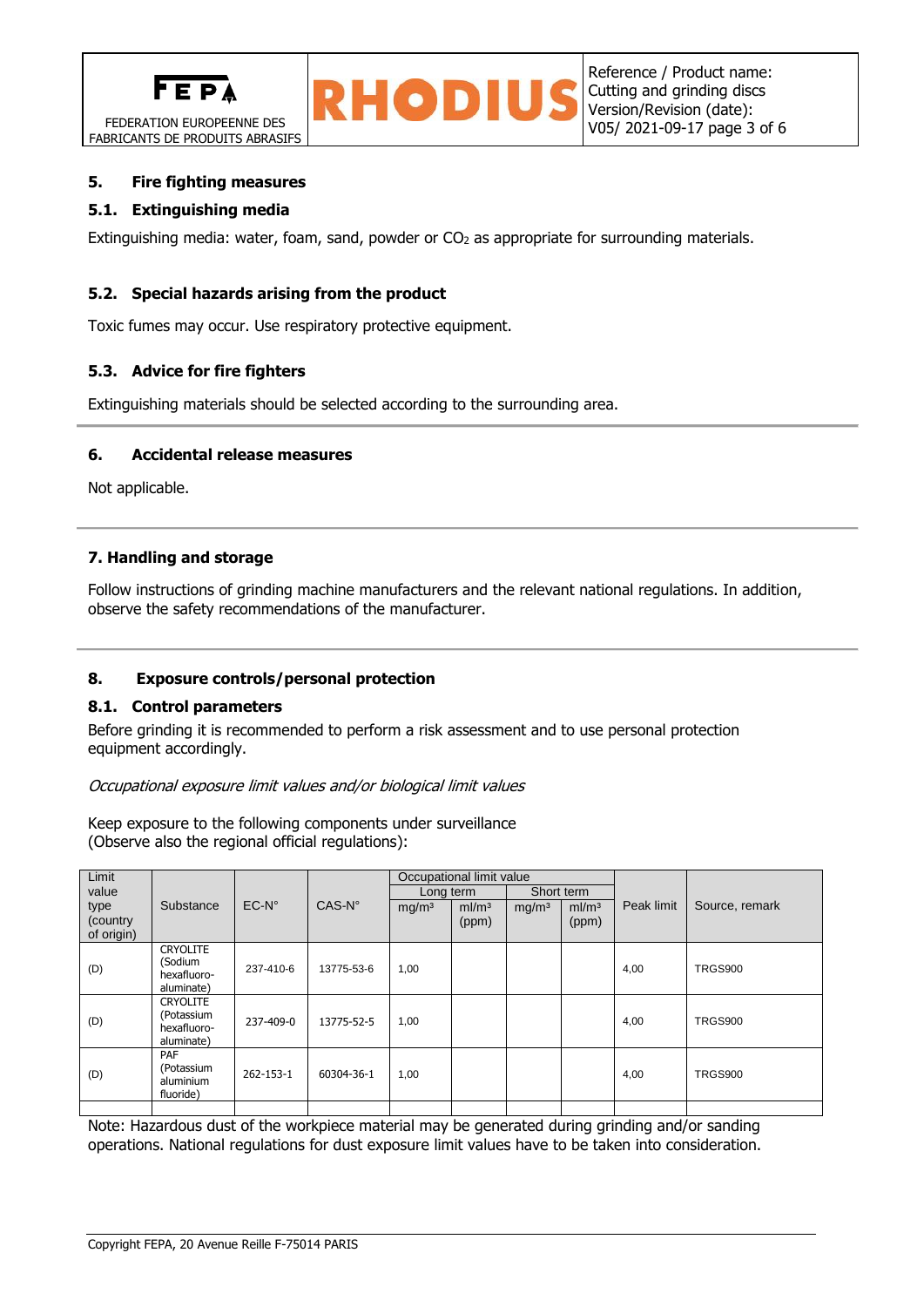## 5. Fire fighting measures

### 5.1. Extinguishing media

Extinguishing media: water, foam, sand, powder or $CO_2$ as appropriate for surrounding materials.

### 5.2. Special hazards arising from the product

Toxic fumes may occur. Use respiratory protective equipment.

### 5.3. Advice for fire fighters

Extinguishing materials should be selected according to the surrounding area.

## 6. Accidental release measures

Not applicable.

## 7. Handling and storage

Follow instructions of grinding machine manufacturers and the relevant national regulations. In addition, observe the safety recommendations of the manufacturer.

## 8. Exposure controls/personal protection

### 8.1. Control parameters

Before grinding it is recommended to perform a risk assessment and to use personal protection equipment accordingly.

*Occupational exposure limit values and/or biological limit values*

Keep exposure to the following components under surveillance
(Observe also the regional official regulations):

| Limit value type (country of origin) | Substance | EC-N° | CAS-N° | Occupational limit value | | | | Peak limit | Source, remark |
|---|---|---|---|---|---|---|---|---|---|
| | | | | Long term | | Short term | | | |
| | | | | mg/m³ | ml/m³ (ppm) | mg/m³ | ml/m³ (ppm) | | |
| (D) | CRYOLITE (Sodium hexafluoro-aluminate) | 237-410-6 | 13775-53-6 | 1,00 | | | | 4,00 | TRGS900 |
| (D) | CRYOLITE (Potassium hexafluoro-aluminate) | 237-409-0 | 13775-52-5 | 1,00 | | | | 4,00 | TRGS900 |
| (D) | PAF (Potassium aluminium fluoride) | 262-153-1 | 60304-36-1 | 1,00 | | | | 4,00 | TRGS900 |
| | | | | | | | | | |

Note: Hazardous dust of the workpiece material may be generated during grinding and/or sanding operations. National regulations for dust exposure limit values have to be taken into consideration.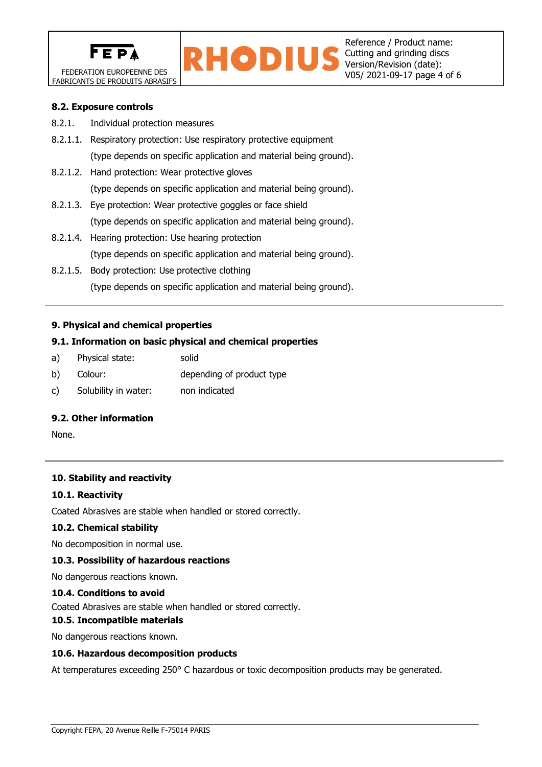### 8.2. Exposure controls

8.2.1. Individual protection measures

8.2.1.1. Respiratory protection: Use respiratory protective equipment
(type depends on specific application and material being ground).

8.2.1.2. Hand protection: Wear protective gloves
(type depends on specific application and material being ground).

8.2.1.3. Eye protection: Wear protective goggles or face shield
(type depends on specific application and material being ground).

8.2.1.4. Hearing protection: Use hearing protection
(type depends on specific application and material being ground).

8.2.1.5. Body protection: Use protective clothing
(type depends on specific application and material being ground).

## 9. Physical and chemical properties

### 9.1. Information on basic physical and chemical properties

a) Physical state: solid

b) Colour: depending of product type

c) Solubility in water: non indicated

### 9.2. Other information

None.

## 10. Stability and reactivity

### 10.1. Reactivity

Coated Abrasives are stable when handled or stored correctly.

### 10.2. Chemical stability

No decomposition in normal use.

### 10.3. Possibility of hazardous reactions

No dangerous reactions known.

### 10.4. Conditions to avoid

Coated Abrasives are stable when handled or stored correctly.

### 10.5. Incompatible materials

No dangerous reactions known.

### 10.6. Hazardous decomposition products

At temperatures exceeding 250° C hazardous or toxic decomposition products may be generated.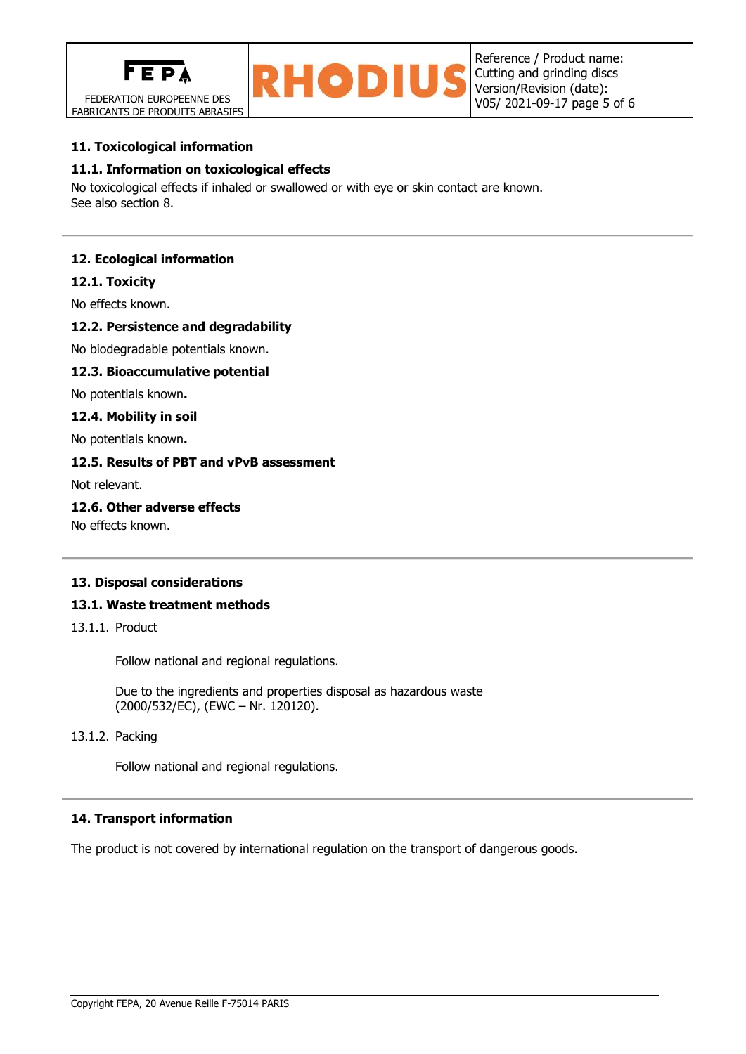## 11. Toxicological information

### 11.1. Information on toxicological effects

No toxicological effects if inhaled or swallowed or with eye or skin contact are known.
See also section 8.

## 12. Ecological information

### 12.1. Toxicity

No effects known.

### 12.2. Persistence and degradability

No biodegradable potentials known.

### 12.3. Bioaccumulative potential

No potentials known.

### 12.4. Mobility in soil

No potentials known.

### 12.5. Results of PBT and vPvB assessment

Not relevant.

### 12.6. Other adverse effects

No effects known.

## 13. Disposal considerations

### 13.1. Waste treatment methods

13.1.1. Product

Follow national and regional regulations.

Due to the ingredients and properties disposal as hazardous waste (2000/532/EC), (EWC – Nr. 120120).

13.1.2. Packing

Follow national and regional regulations.

## 14. Transport information

The product is not covered by international regulation on the transport of dangerous goods.

Copyright FEPA, 20 Avenue Reille F-75014 PARIS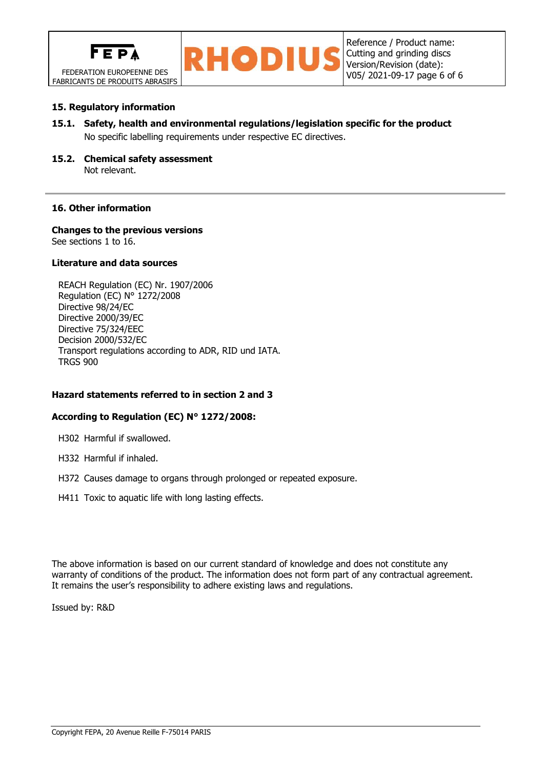## 15. Regulatory information

### 15.1. Safety, health and environmental regulations/legislation specific for the product

No specific labelling requirements under respective EC directives.

### 15.2. Chemical safety assessment

Not relevant.

---

## 16. Other information

**Changes to the previous versions**

See sections 1 to 16.

**Literature and data sources**

REACH Regulation (EC) Nr. 1907/2006
Regulation (EC) N° 1272/2008
Directive 98/24/EC
Directive 2000/39/EC
Directive 75/324/EEC
Decision 2000/532/EC
Transport regulations according to ADR, RID und IATA.
TRGS 900

**Hazard statements referred to in section 2 and 3**

**According to Regulation (EC) N° 1272/2008:**

H302 Harmful if swallowed.

H332 Harmful if inhaled.

H372 Causes damage to organs through prolonged or repeated exposure.

H411 Toxic to aquatic life with long lasting effects.

The above information is based on our current standard of knowledge and does not constitute any warranty of conditions of the product. The information does not form part of any contractual agreement. It remains the user's responsibility to adhere existing laws and regulations.

Issued by: R&D

Copyright FEPA, 20 Avenue Reille F-75014 PARIS